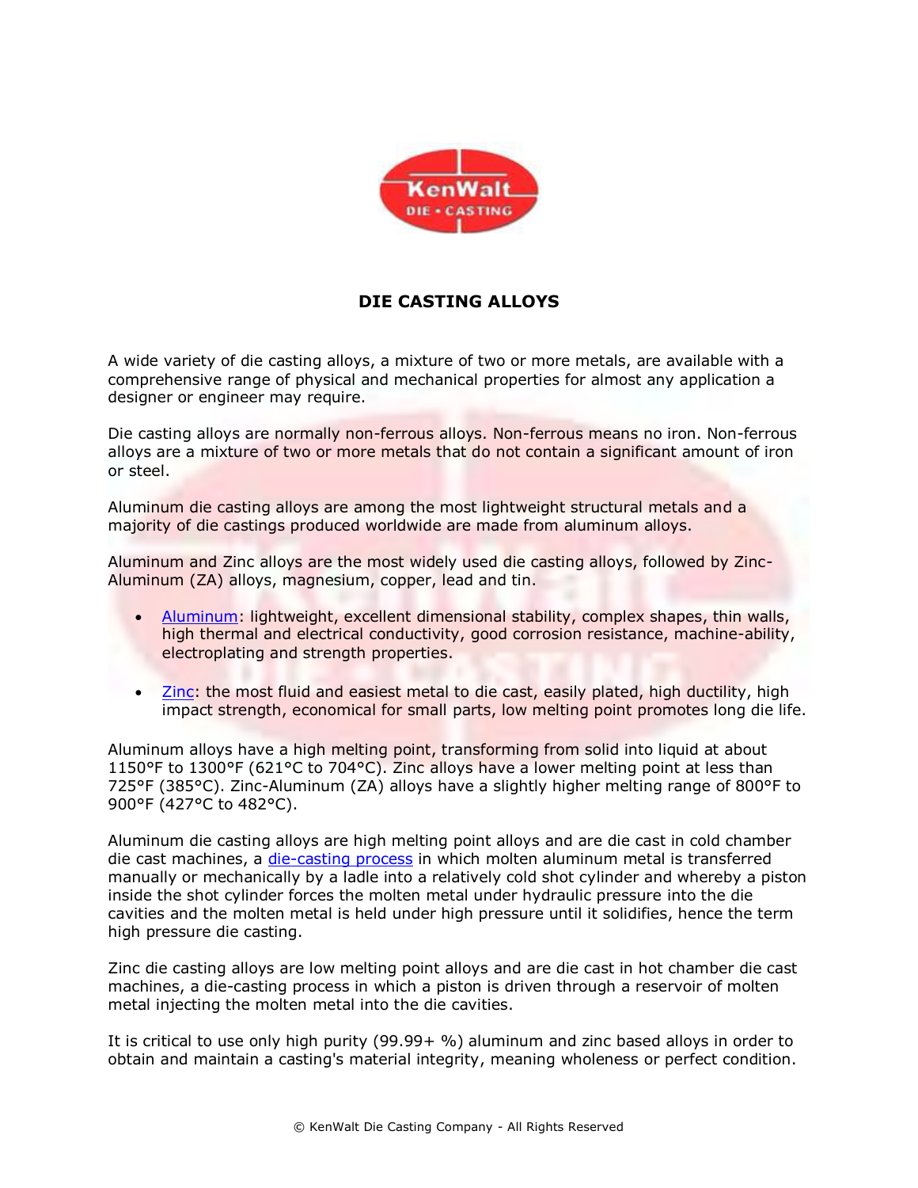# DIE CASTING ALLOYS

A wide variety of die casting alloys, a mixture of two or more metals, are available with a comprehensive range of physical and mechanical properties for almost any application a designer or engineer may require.

Die casting alloys are normally non-ferrous alloys. Non-ferrous means no iron. Non-ferrous alloys are a mixture of two or more metals that do not contain a significant amount of iron or steel.

Aluminum die casting alloys are among the most lightweight structural metals and a majority of die castings produced worldwide are made from aluminum alloys.

Aluminum and Zinc alloys are the most widely used die casting alloys, followed by Zinc-Aluminum (ZA) alloys, magnesium, copper, lead and tin.

- Aluminum: lightweight, excellent dimensional stability, complex shapes, thin walls, high thermal and electrical conductivity, good corrosion resistance, machine-ability, electroplating and strength properties.
- Zinc: the most fluid and easiest metal to die cast, easily plated, high ductility, high impact strength, economical for small parts, low melting point promotes long die life.

Aluminum alloys have a high melting point, transforming from solid into liquid at about 1150°F to 1300°F (621°C to 704°C). Zinc alloys have a lower melting point at less than 725°F (385°C). Zinc-Aluminum (ZA) alloys have a slightly higher melting range of 800°F to 900°F (427°C to 482°C).

Aluminum die casting alloys are high melting point alloys and are die cast in cold chamber die cast machines, a die-casting process in which molten aluminum metal is transferred manually or mechanically by a ladle into a relatively cold shot cylinder and whereby a piston inside the shot cylinder forces the molten metal under hydraulic pressure into the die cavities and the molten metal is held under high pressure until it solidifies, hence the term high pressure die casting.

Zinc die casting alloys are low melting point alloys and are die cast in hot chamber die cast machines, a die-casting process in which a piston is driven through a reservoir of molten metal injecting the molten metal into the die cavities.

It is critical to use only high purity (99.99+ %) aluminum and zinc based alloys in order to obtain and maintain a casting's material integrity, meaning wholeness or perfect condition.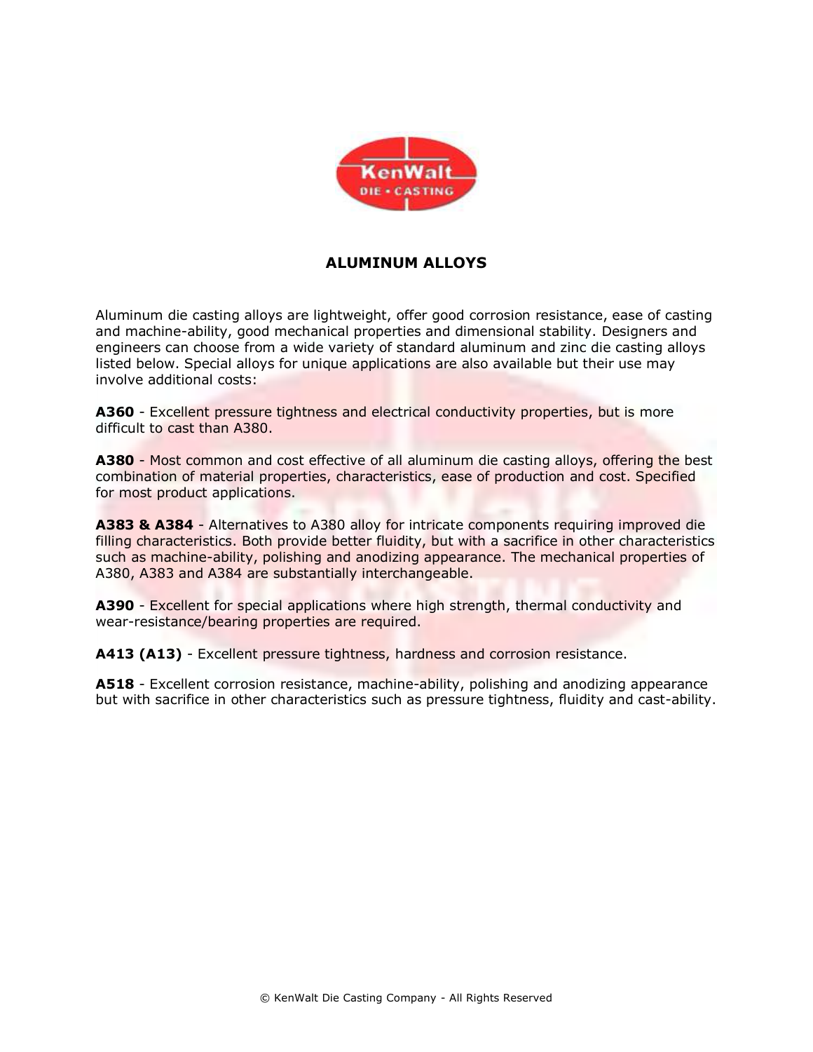# ALUMINUM ALLOYS

Aluminum die casting alloys are lightweight, offer good corrosion resistance, ease of casting and machine-ability, good mechanical properties and dimensional stability. Designers and engineers can choose from a wide variety of standard aluminum and zinc die casting alloys listed below. Special alloys for unique applications are also available but their use may involve additional costs:

**A360** - Excellent pressure tightness and electrical conductivity properties, but is more difficult to cast than A380.

**A380** - Most common and cost effective of all aluminum die casting alloys, offering the best combination of material properties, characteristics, ease of production and cost. Specified for most product applications.

**A383 & A384** - Alternatives to A380 alloy for intricate components requiring improved die filling characteristics. Both provide better fluidity, but with a sacrifice in other characteristics such as machine-ability, polishing and anodizing appearance. The mechanical properties of A380, A383 and A384 are substantially interchangeable.

**A390** - Excellent for special applications where high strength, thermal conductivity and wear-resistance/bearing properties are required.

**A413 (A13)** - Excellent pressure tightness, hardness and corrosion resistance.

**A518** - Excellent corrosion resistance, machine-ability, polishing and anodizing appearance but with sacrifice in other characteristics such as pressure tightness, fluidity and cast-ability.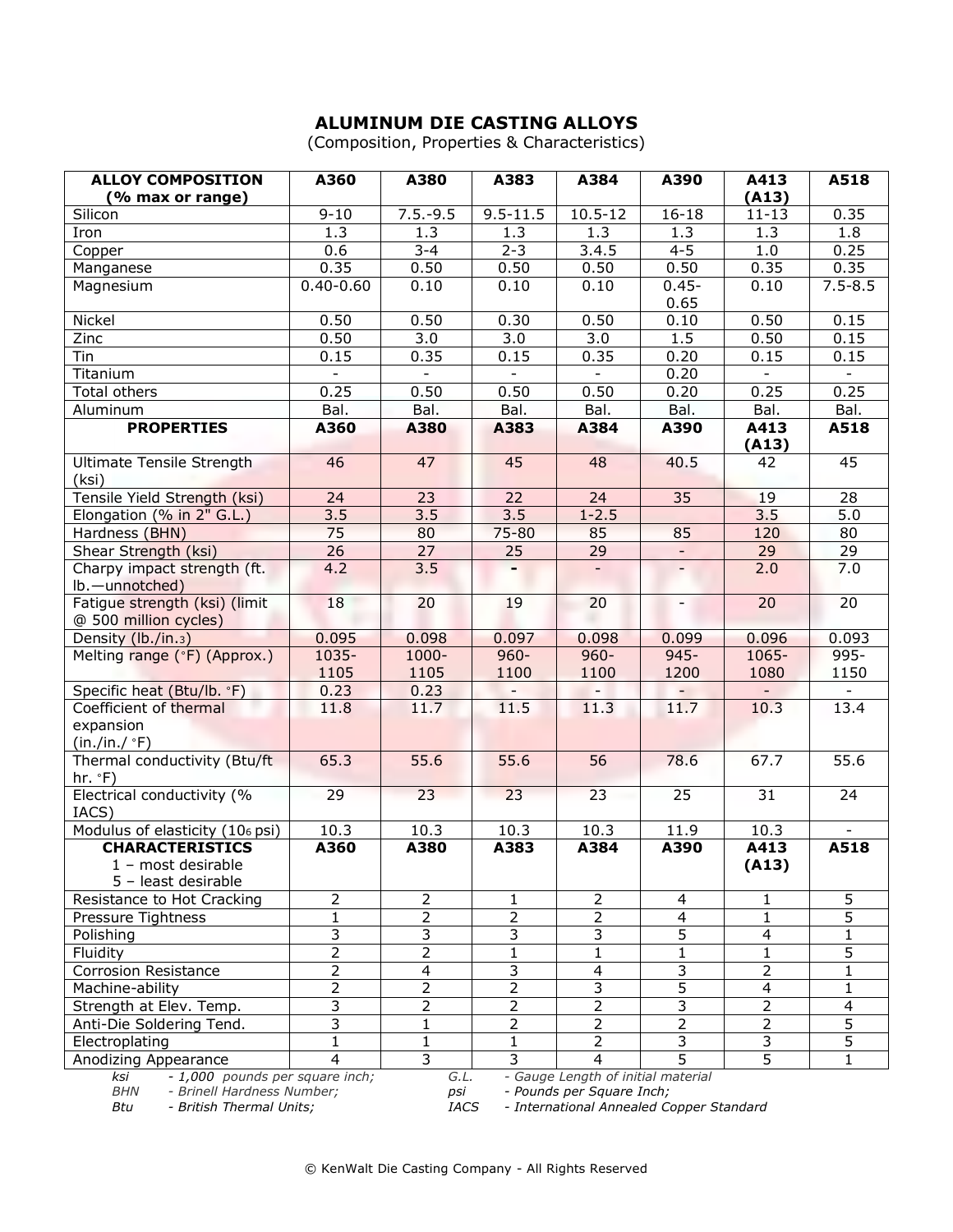# ALUMINUM DIE CASTING ALLOYS

(Composition, Properties & Characteristics)

| ALLOY COMPOSITION (% max or range) | A360 | A380 | A383 | A384 | A390 | A413 (A13) | A518 |
|---|---|---|---|---|---|---|---|
| Silicon | 9-10 | 7.5.-9.5 | 9.5-11.5 | 10.5-12 | 16-18 | 11-13 | 0.35 |
| Iron | 1.3 | 1.3 | 1.3 | 1.3 | 1.3 | 1.3 | 1.8 |
| Copper | 0.6 | 3-4 | 2-3 | 3.4.5 | 4-5 | 1.0 | 0.25 |
| Manganese | 0.35 | 0.50 | 0.50 | 0.50 | 0.50 | 0.35 | 0.35 |
| Magnesium | 0.40-0.60 | 0.10 | 0.10 | 0.10 | 0.45-0.65 | 0.10 | 7.5-8.5 |
| Nickel | 0.50 | 0.50 | 0.30 | 0.50 | 0.10 | 0.50 | 0.15 |
| Zinc | 0.50 | 3.0 | 3.0 | 3.0 | 1.5 | 0.50 | 0.15 |
| Tin | 0.15 | 0.35 | 0.15 | 0.35 | 0.20 | 0.15 | 0.15 |
| Titanium | - | - | - | - | 0.20 | - | - |
| Total others | 0.25 | 0.50 | 0.50 | 0.50 | 0.20 | 0.25 | 0.25 |
| Aluminum | Bal. | Bal. | Bal. | Bal. | Bal. | Bal. | Bal. |
| **PROPERTIES** | **A360** | **A380** | **A383** | **A384** | **A390** | **A413 (A13)** | **A518** |
| Ultimate Tensile Strength (ksi) | 46 | 47 | 45 | 48 | 40.5 | 42 | 45 |
| Tensile Yield Strength (ksi) | 24 | 23 | 22 | 24 | 35 | 19 | 28 |
| Elongation (% in 2" G.L.) | 3.5 | 3.5 | 3.5 | 1-2.5 | | 3.5 | 5.0 |
| Hardness (BHN) | 75 | 80 | 75-80 | 85 | 85 | 120 | 80 |
| Shear Strength (ksi) | 26 | 27 | 25 | 29 | - | 29 | 29 |
| Charpy impact strength (ft. lb.—unnotched) | 4.2 | 3.5 | - | - | - | 2.0 | 7.0 |
| Fatigue strength (ksi) (limit @ 500 million cycles) | 18 | 20 | 19 | 20 | - | 20 | 20 |
| Density (lb./in.3) | 0.095 | 0.098 | 0.097 | 0.098 | 0.099 | 0.096 | 0.093 |
| Melting range (°F) (Approx.) | 1035-1105 | 1000-1105 | 960-1100 | 960-1100 | 945-1200 | 1065-1080 | 995-1150 |
| Specific heat (Btu/lb. °F) | 0.23 | 0.23 | - | - | - | - | - |
| Coefficient of thermal expansion (in./in./ °F) | 11.8 | 11.7 | 11.5 | 11.3 | 11.7 | 10.3 | 13.4 |
| Thermal conductivity (Btu/ft hr. °F) | 65.3 | 55.6 | 55.6 | 56 | 78.6 | 67.7 | 55.6 |
| Electrical conductivity (% IACS) | 29 | 23 | 23 | 23 | 25 | 31 | 24 |
| Modulus of elasticity (106 psi) | 10.3 | 10.3 | 10.3 | 10.3 | 11.9 | 10.3 | - |
| **CHARACTERISTICS** 1 – most desirable 5 – least desirable | **A360** | **A380** | **A383** | **A384** | **A390** | **A413 (A13)** | **A518** |
| Resistance to Hot Cracking | 2 | 2 | 1 | 2 | 4 | 1 | 5 |
| Pressure Tightness | 1 | 2 | 2 | 2 | 4 | 1 | 5 |
| Polishing | 3 | 3 | 3 | 3 | 5 | 4 | 1 |
| Fluidity | 2 | 2 | 1 | 1 | 1 | 1 | 5 |
| Corrosion Resistance | 2 | 4 | 3 | 4 | 3 | 2 | 1 |
| Machine-ability | 2 | 2 | 2 | 3 | 5 | 4 | 1 |
| Strength at Elev. Temp. | 3 | 2 | 2 | 2 | 3 | 2 | 4 |
| Anti-Die Soldering Tend. | 3 | 1 | 2 | 2 | 2 | 2 | 5 |
| Electroplating | 1 | 1 | 1 | 2 | 3 | 3 | 5 |
| Anodizing Appearance | 4 | 3 | 3 | 4 | 5 | 5 | 1 |

*ksi - 1,000 pounds per square inch;* *G.L. - Gauge Length of initial material*
*BHN - Brinell Hardness Number;* *psi - Pounds per Square Inch;*
*Btu - British Thermal Units;* *IACS - International Annealed Copper Standard*

© KenWalt Die Casting Company - All Rights Reserved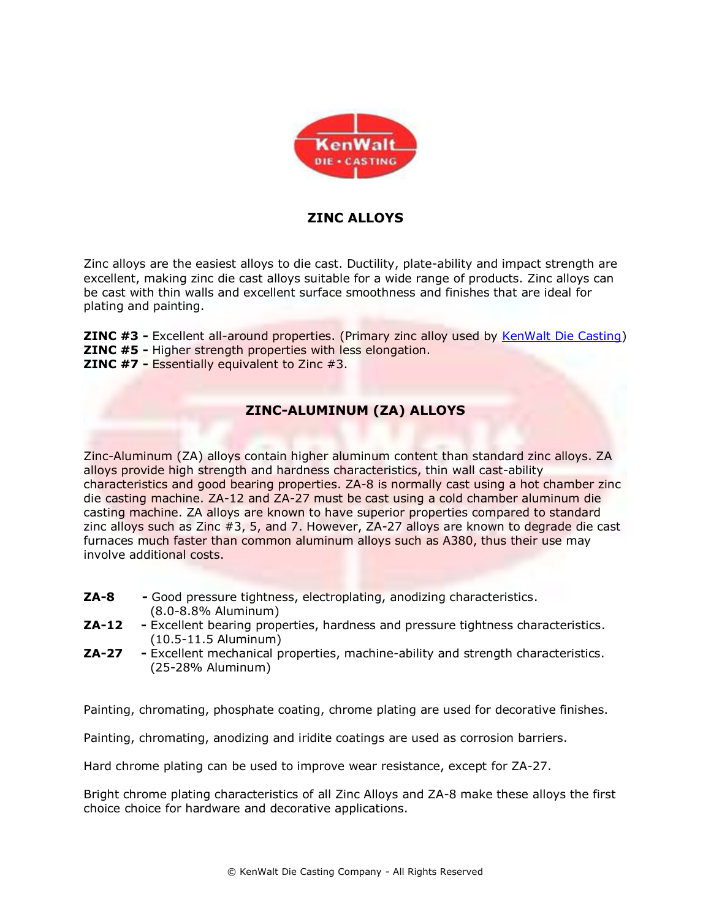## ZINC ALLOYS

Zinc alloys are the easiest alloys to die cast. Ductility, plate-ability and impact strength are excellent, making zinc die cast alloys suitable for a wide range of products. Zinc alloys can be cast with thin walls and excellent surface smoothness and finishes that are ideal for plating and painting.

**ZINC #3 -** Excellent all-around properties. (Primary zinc alloy used by KenWalt Die Casting)
**ZINC #5 -** Higher strength properties with less elongation.
**ZINC #7 -** Essentially equivalent to Zinc #3.

## ZINC-ALUMINUM (ZA) ALLOYS

Zinc-Aluminum (ZA) alloys contain higher aluminum content than standard zinc alloys. ZA alloys provide high strength and hardness characteristics, thin wall cast-ability characteristics and good bearing properties. ZA-8 is normally cast using a hot chamber zinc die casting machine. ZA-12 and ZA-27 must be cast using a cold chamber aluminum die casting machine. ZA alloys are known to have superior properties compared to standard zinc alloys such as Zinc #3, 5, and 7. However, ZA-27 alloys are known to degrade die cast furnaces much faster than common aluminum alloys such as A380, thus their use may involve additional costs.

**ZA-8** - Good pressure tightness, electroplating, anodizing characteristics. (8.0-8.8% Aluminum)
**ZA-12** - Excellent bearing properties, hardness and pressure tightness characteristics. (10.5-11.5 Aluminum)
**ZA-27** - Excellent mechanical properties, machine-ability and strength characteristics. (25-28% Aluminum)

Painting, chromating, phosphate coating, chrome plating are used for decorative finishes.

Painting, chromating, anodizing and iridite coatings are used as corrosion barriers.

Hard chrome plating can be used to improve wear resistance, except for ZA-27.

Bright chrome plating characteristics of all Zinc Alloys and ZA-8 make these alloys the first choice choice for hardware and decorative applications.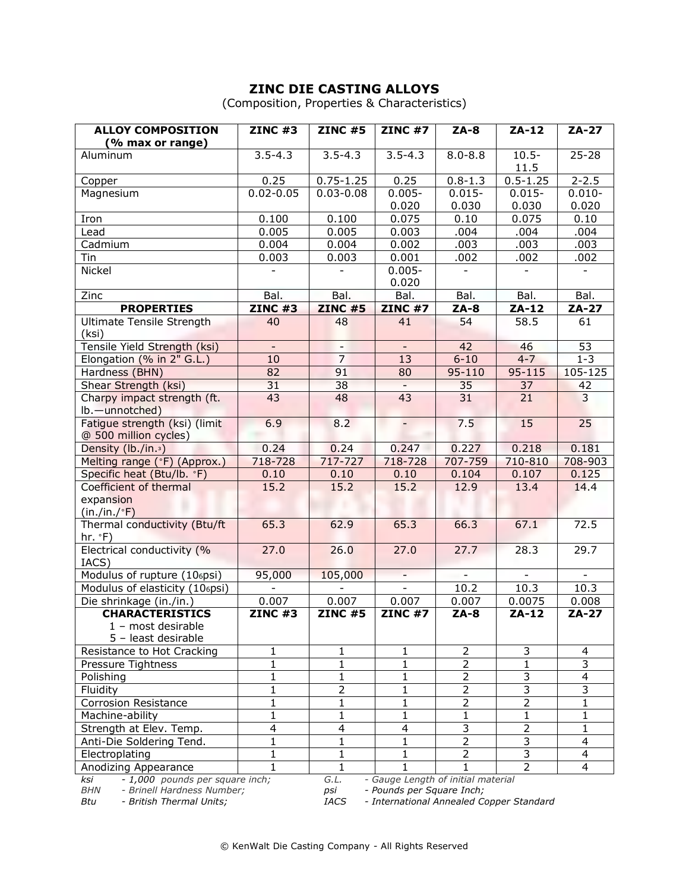# ZINC DIE CASTING ALLOYS

(Composition, Properties & Characteristics)

| ALLOY COMPOSITION (% max or range) | ZINC #3 | ZINC #5 | ZINC #7 | ZA-8 | ZA-12 | ZA-27 |
|---|---|---|---|---|---|---|
| Aluminum | 3.5-4.3 | 3.5-4.3 | 3.5-4.3 | 8.0-8.8 | 10.5-11.5 | 25-28 |
| Copper | 0.25 | 0.75-1.25 | 0.25 | 0.8-1.3 | 0.5-1.25 | 2-2.5 |
| Magnesium | 0.02-0.05 | 0.03-0.08 | 0.005-0.020 | 0.015-0.030 | 0.015-0.030 | 0.010-0.020 |
| Iron | 0.100 | 0.100 | 0.075 | 0.10 | 0.075 | 0.10 |
| Lead | 0.005 | 0.005 | 0.003 | .004 | .004 | .004 |
| Cadmium | 0.004 | 0.004 | 0.002 | .003 | .003 | .003 |
| Tin | 0.003 | 0.003 | 0.001 | .002 | .002 | .002 |
| Nickel | - | - | 0.005-0.020 | - | - | - |
| Zinc | Bal. | Bal. | Bal. | Bal. | Bal. | Bal. |
| **PROPERTIES** | **ZINC #3** | **ZINC #5** | **ZINC #7** | **ZA-8** | **ZA-12** | **ZA-27** |
| Ultimate Tensile Strength (ksi) | 40 | 48 | 41 | 54 | 58.5 | 61 |
| Tensile Yield Strength (ksi) | - | - | - | 42 | 46 | 53 |
| Elongation (% in 2" G.L.) | 10 | 7 | 13 | 6-10 | 4-7 | 1-3 |
| Hardness (BHN) | 82 | 91 | 80 | 95-110 | 95-115 | 105-125 |
| Shear Strength (ksi) | 31 | 38 | - | 35 | 37 | 42 |
| Charpy impact strength (ft. lb.—unnotched) | 43 | 48 | 43 | 31 | 21 | 3 |
| Fatigue strength (ksi) (limit @ 500 million cycles) | 6.9 | 8.2 | - | 7.5 | 15 | 25 |
| Density (lb./in.$^3$) | 0.24 | 0.24 | 0.247 | 0.227 | 0.218 | 0.181 |
| Melting range (°F) (Approx.) | 718-728 | 717-727 | 718-728 | 707-759 | 710-810 | 708-903 |
| Specific heat (Btu/lb. °F) | 0.10 | 0.10 | 0.10 | 0.104 | 0.107 | 0.125 |
| Coefficient of thermal expansion (in./in./°F) | 15.2 | 15.2 | 15.2 | 12.9 | 13.4 | 14.4 |
| Thermal conductivity (Btu/ft hr. °F) | 65.3 | 62.9 | 65.3 | 66.3 | 67.1 | 72.5 |
| Electrical conductivity (% IACS) | 27.0 | 26.0 | 27.0 | 27.7 | 28.3 | 29.7 |
| Modulus of rupture ($10^6$psi) | 95,000 | 105,000 | - | - | - | - |
| Modulus of elasticity ($10^6$psi) | - | - | - | 10.2 | 10.3 | 10.3 |
| Die shrinkage (in./in.) | 0.007 | 0.007 | 0.007 | 0.007 | 0.0075 | 0.008 |
| **CHARACTERISTICS** 1 – most desirable 5 – least desirable | **ZINC #3** | **ZINC #5** | **ZINC #7** | **ZA-8** | **ZA-12** | **ZA-27** |
| Resistance to Hot Cracking | 1 | 1 | 1 | 2 | 3 | 4 |
| Pressure Tightness | 1 | 1 | 1 | 2 | 1 | 3 |
| Polishing | 1 | 1 | 1 | 2 | 3 | 4 |
| Fluidity | 1 | 2 | 1 | 2 | 3 | 3 |
| Corrosion Resistance | 1 | 1 | 1 | 2 | 2 | 1 |
| Machine-ability | 1 | 1 | 1 | 1 | 1 | 1 |
| Strength at Elev. Temp. | 4 | 4 | 4 | 3 | 2 | 1 |
| Anti-Die Soldering Tend. | 1 | 1 | 1 | 2 | 3 | 4 |
| Electroplating | 1 | 1 | 1 | 2 | 3 | 4 |
| Anodizing Appearance | 1 | 1 | 1 | 1 | 2 | 4 |

*ksi* - *1,000 pounds per square inch;*
*BHN* - *Brinell Hardness Number;*
*Btu* - *British Thermal Units;*
*G.L.* - *Gauge Length of initial material*
*psi* - *Pounds per Square Inch;*
*IACS* - *International Annealed Copper Standard*

© KenWalt Die Casting Company - All Rights Reserved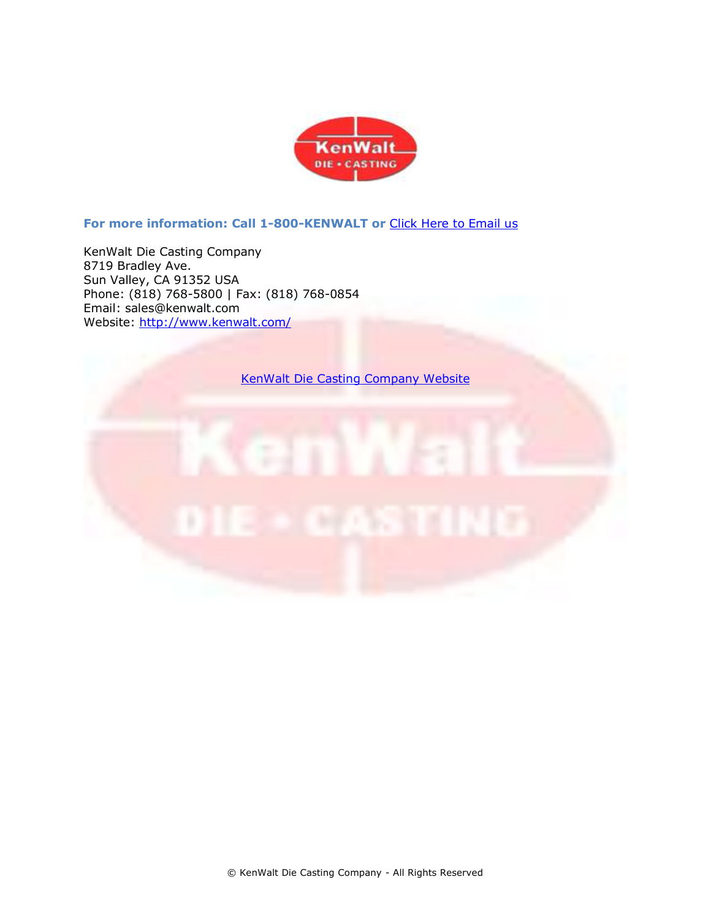**For more information: Call 1-800-KENWALT or Click Here to Email us**

KenWalt Die Casting Company
8719 Bradley Ave.
Sun Valley, CA 91352 USA
Phone: (818) 768-5800 | Fax: (818) 768-0854
Email: sales@kenwalt.com
Website: http://www.kenwalt.com/

KenWalt Die Casting Company Website

© KenWalt Die Casting Company - All Rights Reserved